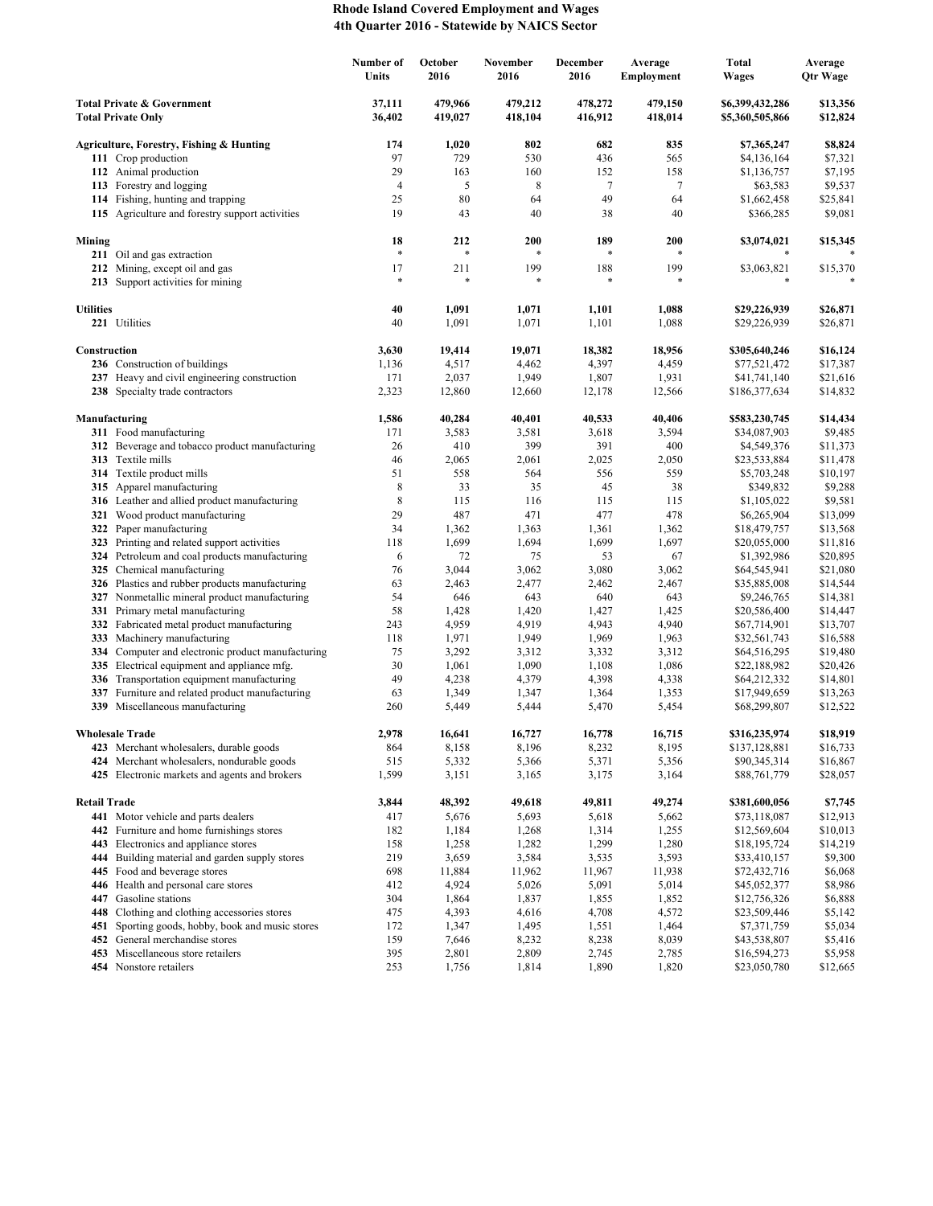# Rhode Island Covered Employment and Wages
## 4th Quarter 2016 - Statewide by NAICS Sector

| | Number of Units | October 2016 | November 2016 | December 2016 | Average Employment | Total Wages | Average Qtr Wage |
|---|---|---|---|---|---|---|---|
| **Total Private & Government** | **37,111** | **479,966** | **479,212** | **478,272** | **479,150** | **$6,399,432,286** | **$13,356** |
| **Total Private Only** | **36,402** | **419,027** | **418,104** | **416,912** | **418,014** | **$5,360,505,866** | **$12,824** |
| | | | | | | | |
| **Agriculture, Forestry, Fishing & Hunting** | **174** | **1,020** | **802** | **682** | **835** | **$7,365,247** | **$8,824** |
| **111** Crop production | 97 | 729 | 530 | 436 | 565 | $4,136,164 | $7,321 |
| **112** Animal production | 29 | 163 | 160 | 152 | 158 | $1,136,757 | $7,195 |
| **113** Forestry and logging | 4 | 5 | 8 | 7 | 7 | $63,583 | $9,537 |
| **114** Fishing, hunting and trapping | 25 | 80 | 64 | 49 | 64 | $1,662,458 | $25,841 |
| **115** Agriculture and forestry support activities | 19 | 43 | 40 | 38 | 40 | $366,285 | $9,081 |
| | | | | | | | |
| **Mining** | **18** | **212** | **200** | **189** | **200** | **$3,074,021** | **$15,345** |
| **211** Oil and gas extraction | * | * | * | * | * | * | * |
| **212** Mining, except oil and gas | 17 | 211 | 199 | 188 | 199 | $3,063,821 | $15,370 |
| **213** Support activities for mining | * | * | * | * | * | * | * |
| | | | | | | | |
| **Utilities** | **40** | **1,091** | **1,071** | **1,101** | **1,088** | **$29,226,939** | **$26,871** |
| **221** Utilities | 40 | 1,091 | 1,071 | 1,101 | 1,088 | $29,226,939 | $26,871 |
| | | | | | | | |
| **Construction** | **3,630** | **19,414** | **19,071** | **18,382** | **18,956** | **$305,640,246** | **$16,124** |
| **236** Construction of buildings | 1,136 | 4,517 | 4,462 | 4,397 | 4,459 | $77,521,472 | $17,387 |
| **237** Heavy and civil engineering construction | 171 | 2,037 | 1,949 | 1,807 | 1,931 | $41,741,140 | $21,616 |
| **238** Specialty trade contractors | 2,323 | 12,860 | 12,660 | 12,178 | 12,566 | $186,377,634 | $14,832 |
| | | | | | | | |
| **Manufacturing** | **1,586** | **40,284** | **40,401** | **40,533** | **40,406** | **$583,230,745** | **$14,434** |
| **311** Food manufacturing | 171 | 3,583 | 3,581 | 3,618 | 3,594 | $34,087,903 | $9,485 |
| **312** Beverage and tobacco product manufacturing | 26 | 410 | 399 | 391 | 400 | $4,549,376 | $11,373 |
| **313** Textile mills | 46 | 2,065 | 2,061 | 2,025 | 2,050 | $23,533,884 | $11,478 |
| **314** Textile product mills | 51 | 558 | 564 | 556 | 559 | $5,703,248 | $10,197 |
| **315** Apparel manufacturing | 8 | 33 | 35 | 45 | 38 | $349,832 | $9,288 |
| **316** Leather and allied product manufacturing | 8 | 115 | 116 | 115 | 115 | $1,105,022 | $9,581 |
| **321** Wood product manufacturing | 29 | 487 | 471 | 477 | 478 | $6,265,904 | $13,099 |
| **322** Paper manufacturing | 34 | 1,362 | 1,363 | 1,361 | 1,362 | $18,479,757 | $13,568 |
| **323** Printing and related support activities | 118 | 1,699 | 1,694 | 1,699 | 1,697 | $20,055,000 | $11,816 |
| **324** Petroleum and coal products manufacturing | 6 | 72 | 75 | 53 | 67 | $1,392,986 | $20,895 |
| **325** Chemical manufacturing | 76 | 3,044 | 3,062 | 3,080 | 3,062 | $64,545,941 | $21,080 |
| **326** Plastics and rubber products manufacturing | 63 | 2,463 | 2,477 | 2,462 | 2,467 | $35,885,008 | $14,544 |
| **327** Nonmetallic mineral product manufacturing | 54 | 646 | 643 | 640 | 643 | $9,246,765 | $14,381 |
| **331** Primary metal manufacturing | 58 | 1,428 | 1,420 | 1,427 | 1,425 | $20,586,400 | $14,447 |
| **332** Fabricated metal product manufacturing | 243 | 4,959 | 4,919 | 4,943 | 4,940 | $67,714,901 | $13,707 |
| **333** Machinery manufacturing | 118 | 1,971 | 1,949 | 1,969 | 1,963 | $32,561,743 | $16,588 |
| **334** Computer and electronic product manufacturing | 75 | 3,292 | 3,312 | 3,332 | 3,312 | $64,516,295 | $19,480 |
| **335** Electrical equipment and appliance mfg. | 30 | 1,061 | 1,090 | 1,108 | 1,086 | $22,188,982 | $20,426 |
| **336** Transportation equipment manufacturing | 49 | 4,238 | 4,379 | 4,398 | 4,338 | $64,212,332 | $14,801 |
| **337** Furniture and related product manufacturing | 63 | 1,349 | 1,347 | 1,364 | 1,353 | $17,949,659 | $13,263 |
| **339** Miscellaneous manufacturing | 260 | 5,449 | 5,444 | 5,470 | 5,454 | $68,299,807 | $12,522 |
| | | | | | | | |
| **Wholesale Trade** | **2,978** | **16,641** | **16,727** | **16,778** | **16,715** | **$316,235,974** | **$18,919** |
| **423** Merchant wholesalers, durable goods | 864 | 8,158 | 8,196 | 8,232 | 8,195 | $137,128,881 | $16,733 |
| **424** Merchant wholesalers, nondurable goods | 515 | 5,332 | 5,366 | 5,371 | 5,356 | $90,345,314 | $16,867 |
| **425** Electronic markets and agents and brokers | 1,599 | 3,151 | 3,165 | 3,175 | 3,164 | $88,761,779 | $28,057 |
| | | | | | | | |
| **Retail Trade** | **3,844** | **48,392** | **49,618** | **49,811** | **49,274** | **$381,600,056** | **$7,745** |
| **441** Motor vehicle and parts dealers | 417 | 5,676 | 5,693 | 5,618 | 5,662 | $73,118,087 | $12,913 |
| **442** Furniture and home furnishings stores | 182 | 1,184 | 1,268 | 1,314 | 1,255 | $12,569,604 | $10,013 |
| **443** Electronics and appliance stores | 158 | 1,258 | 1,282 | 1,299 | 1,280 | $18,195,724 | $14,219 |
| **444** Building material and garden supply stores | 219 | 3,659 | 3,584 | 3,535 | 3,593 | $33,410,157 | $9,300 |
| **445** Food and beverage stores | 698 | 11,884 | 11,962 | 11,967 | 11,938 | $72,432,716 | $6,068 |
| **446** Health and personal care stores | 412 | 4,924 | 5,026 | 5,091 | 5,014 | $45,052,377 | $8,986 |
| **447** Gasoline stations | 304 | 1,864 | 1,837 | 1,855 | 1,852 | $12,756,326 | $6,888 |
| **448** Clothing and clothing accessories stores | 475 | 4,393 | 4,616 | 4,708 | 4,572 | $23,509,446 | $5,142 |
| **451** Sporting goods, hobby, book and music stores | 172 | 1,347 | 1,495 | 1,551 | 1,464 | $7,371,759 | $5,034 |
| **452** General merchandise stores | 159 | 7,646 | 8,232 | 8,238 | 8,039 | $43,538,807 | $5,416 |
| **453** Miscellaneous store retailers | 395 | 2,801 | 2,809 | 2,745 | 2,785 | $16,594,273 | $5,958 |
| **454** Nonstore retailers | 253 | 1,756 | 1,814 | 1,890 | 1,820 | $23,050,780 | $12,665 |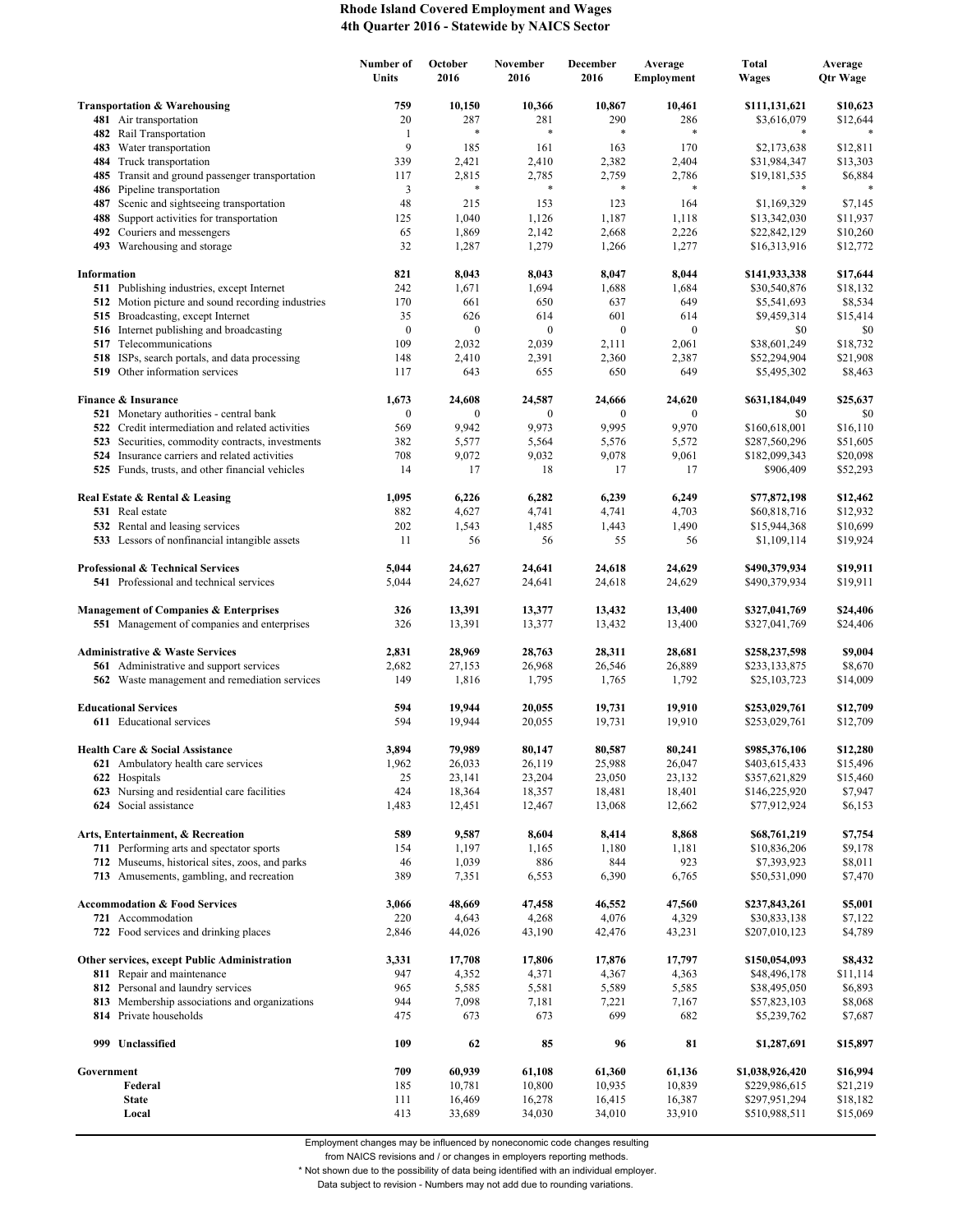# Rhode Island Covered Employment and Wages
## 4th Quarter 2016 - Statewide by NAICS Sector

| | Number of Units | October 2016 | November 2016 | December 2016 | Average Employment | Total Wages | Average Qtr Wage |
|---|---|---|---|---|---|---|---|
| **Transportation & Warehousing** | **759** | **10,150** | **10,366** | **10,867** | **10,461** | **$111,131,621** | **$10,623** |
| **481** Air transportation | 20 | 287 | 281 | 290 | 286 | $3,616,079 | $12,644 |
| **482** Rail Transportation | 1 | * | * | * | * | * | * |
| **483** Water transportation | 9 | 185 | 161 | 163 | 170 | $2,173,638 | $12,811 |
| **484** Truck transportation | 339 | 2,421 | 2,410 | 2,382 | 2,404 | $31,984,347 | $13,303 |
| **485** Transit and ground passenger transportation | 117 | 2,815 | 2,785 | 2,759 | 2,786 | $19,181,535 | $6,884 |
| **486** Pipeline transportation | 3 | * | * | * | * | * | * |
| **487** Scenic and sightseeing transportation | 48 | 215 | 153 | 123 | 164 | $1,169,329 | $7,145 |
| **488** Support activities for transportation | 125 | 1,040 | 1,126 | 1,187 | 1,118 | $13,342,030 | $11,937 |
| **492** Couriers and messengers | 65 | 1,869 | 2,142 | 2,668 | 2,226 | $22,842,129 | $10,260 |
| **493** Warehousing and storage | 32 | 1,287 | 1,279 | 1,266 | 1,277 | $16,313,916 | $12,772 |
| **Information** | **821** | **8,043** | **8,043** | **8,047** | **8,044** | **$141,933,338** | **$17,644** |
| **511** Publishing industries, except Internet | 242 | 1,671 | 1,694 | 1,688 | 1,684 | $30,540,876 | $18,132 |
| **512** Motion picture and sound recording industries | 170 | 661 | 650 | 637 | 649 | $5,541,693 | $8,534 |
| **515** Broadcasting, except Internet | 35 | 626 | 614 | 601 | 614 | $9,459,314 | $15,414 |
| **516** Internet publishing and broadcasting | 0 | 0 | 0 | 0 | 0 | $0 | $0 |
| **517** Telecommunications | 109 | 2,032 | 2,039 | 2,111 | 2,061 | $38,601,249 | $18,732 |
| **518** ISPs, search portals, and data processing | 148 | 2,410 | 2,391 | 2,360 | 2,387 | $52,294,904 | $21,908 |
| **519** Other information services | 117 | 643 | 655 | 650 | 649 | $5,495,302 | $8,463 |
| **Finance & Insurance** | **1,673** | **24,608** | **24,587** | **24,666** | **24,620** | **$631,184,049** | **$25,637** |
| **521** Monetary authorities - central bank | 0 | 0 | 0 | 0 | 0 | $0 | $0 |
| **522** Credit intermediation and related activities | 569 | 9,942 | 9,973 | 9,995 | 9,970 | $160,618,001 | $16,110 |
| **523** Securities, commodity contracts, investments | 382 | 5,577 | 5,564 | 5,576 | 5,572 | $287,560,296 | $51,605 |
| **524** Insurance carriers and related activities | 708 | 9,072 | 9,032 | 9,078 | 9,061 | $182,099,343 | $20,098 |
| **525** Funds, trusts, and other financial vehicles | 14 | 17 | 18 | 17 | 17 | $906,409 | $52,293 |
| **Real Estate & Rental & Leasing** | **1,095** | **6,226** | **6,282** | **6,239** | **6,249** | **$77,872,198** | **$12,462** |
| **531** Real estate | 882 | 4,627 | 4,741 | 4,741 | 4,703 | $60,818,716 | $12,932 |
| **532** Rental and leasing services | 202 | 1,543 | 1,485 | 1,443 | 1,490 | $15,944,368 | $10,699 |
| **533** Lessors of nonfinancial intangible assets | 11 | 56 | 56 | 55 | 56 | $1,109,114 | $19,924 |
| **Professional & Technical Services** | **5,044** | **24,627** | **24,641** | **24,618** | **24,629** | **$490,379,934** | **$19,911** |
| **541** Professional and technical services | 5,044 | 24,627 | 24,641 | 24,618 | 24,629 | $490,379,934 | $19,911 |
| **Management of Companies & Enterprises** | **326** | **13,391** | **13,377** | **13,432** | **13,400** | **$327,041,769** | **$24,406** |
| **551** Management of companies and enterprises | 326 | 13,391 | 13,377 | 13,432 | 13,400 | $327,041,769 | $24,406 |
| **Administrative & Waste Services** | **2,831** | **28,969** | **28,763** | **28,311** | **28,681** | **$258,237,598** | **$9,004** |
| **561** Administrative and support services | 2,682 | 27,153 | 26,968 | 26,546 | 26,889 | $233,133,875 | $8,670 |
| **562** Waste management and remediation services | 149 | 1,816 | 1,795 | 1,765 | 1,792 | $25,103,723 | $14,009 |
| **Educational Services** | **594** | **19,944** | **20,055** | **19,731** | **19,910** | **$253,029,761** | **$12,709** |
| **611** Educational services | 594 | 19,944 | 20,055 | 19,731 | 19,910 | $253,029,761 | $12,709 |
| **Health Care & Social Assistance** | **3,894** | **79,989** | **80,147** | **80,587** | **80,241** | **$985,376,106** | **$12,280** |
| **621** Ambulatory health care services | 1,962 | 26,033 | 26,119 | 25,988 | 26,047 | $403,615,433 | $15,496 |
| **622** Hospitals | 25 | 23,141 | 23,204 | 23,050 | 23,132 | $357,621,829 | $15,460 |
| **623** Nursing and residential care facilities | 424 | 18,364 | 18,357 | 18,481 | 18,401 | $146,225,920 | $7,947 |
| **624** Social assistance | 1,483 | 12,451 | 12,467 | 13,068 | 12,662 | $77,912,924 | $6,153 |
| **Arts, Entertainment, & Recreation** | **589** | **9,587** | **8,604** | **8,414** | **8,868** | **$68,761,219** | **$7,754** |
| **711** Performing arts and spectator sports | 154 | 1,197 | 1,165 | 1,180 | 1,181 | $10,836,206 | $9,178 |
| **712** Museums, historical sites, zoos, and parks | 46 | 1,039 | 886 | 844 | 923 | $7,393,923 | $8,011 |
| **713** Amusements, gambling, and recreation | 389 | 7,351 | 6,553 | 6,390 | 6,765 | $50,531,090 | $7,470 |
| **Accommodation & Food Services** | **3,066** | **48,669** | **47,458** | **46,552** | **47,560** | **$237,843,261** | **$5,001** |
| **721** Accommodation | 220 | 4,643 | 4,268 | 4,076 | 4,329 | $30,833,138 | $7,122 |
| **722** Food services and drinking places | 2,846 | 44,026 | 43,190 | 42,476 | 43,231 | $207,010,123 | $4,789 |
| **Other services, except Public Administration** | **3,331** | **17,708** | **17,806** | **17,876** | **17,797** | **$150,054,093** | **$8,432** |
| **811** Repair and maintenance | 947 | 4,352 | 4,371 | 4,367 | 4,363 | $48,496,178 | $11,114 |
| **812** Personal and laundry services | 965 | 5,585 | 5,581 | 5,589 | 5,585 | $38,495,050 | $6,893 |
| **813** Membership associations and organizations | 944 | 7,098 | 7,181 | 7,221 | 7,167 | $57,823,103 | $8,068 |
| **814** Private households | 475 | 673 | 673 | 699 | 682 | $5,239,762 | $7,687 |
| **999 Unclassified** | **109** | **62** | **85** | **96** | **81** | **$1,287,691** | **$15,897** |
| **Government** | **709** | **60,939** | **61,108** | **61,360** | **61,136** | **$1,038,926,420** | **$16,994** |
| **Federal** | 185 | 10,781 | 10,800 | 10,935 | 10,839 | $229,986,615 | $21,219 |
| **State** | 111 | 16,469 | 16,278 | 16,415 | 16,387 | $297,951,294 | $18,182 |
| **Local** | 413 | 33,689 | 34,030 | 34,010 | 33,910 | $510,988,511 | $15,069 |

Employment changes may be influenced by noneconomic code changes resulting from NAICS revisions and / or changes in employers reporting methods.

* Not shown due to the possibility of data being identified with an individual employer.

Data subject to revision - Numbers may not add due to rounding variations.